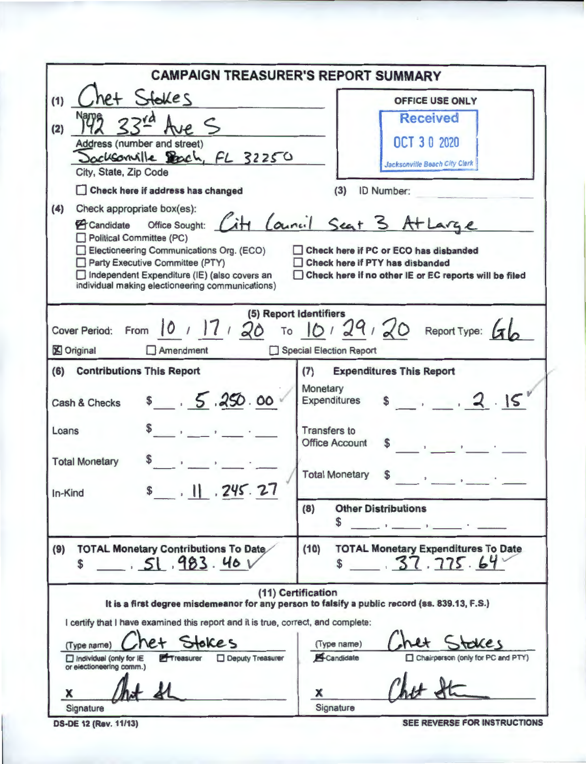# CAMPAIGN TREASURER'S REPORT SUMMARY

(1) Chet Stokes
Name

(2) 142 33rd Ave S
Address (number and street)
Jacksonville Beach, FL 32250
City, State, Zip Code

☐ Check here if address has changed

**OFFICE USE ONLY**
Received
OCT 30 2020
Jacksonville Beach City Clerk

(3) ID Number:

(4) Check appropriate box(es):

☑ Candidate  Office Sought: City Council Seat 3 At Large
☐ Political Committee (PC)
☐ Electioneering Communications Org. (ECO)
☐ Party Executive Committee (PTY)
☐ Independent Expenditure (IE) (also covers an individual making electioneering communications)

☐ Check here if PC or ECO has disbanded
☐ Check here if PTY has disbanded
☐ Check here if no other IE or EC reports will be filed

**(5) Report Identifiers**

Cover Period: From 10 / 17 / 20 To 10 / 29 / 20  Report Type: G6

☒ Original  ☐ Amendment  ☐ Special Election Report

| (6) Contributions This Report | | (7) Expenditures This Report | |
|---|---|---|---|
| Cash & Checks | $ 5,250.00 | Monetary Expenditures | $ 2.15 |
| Loans | $ | Transfers to Office Account | $ |
| Total Monetary | $ | Total Monetary | $ |
| In-Kind | $ 11,245.27 | (8) Other Distributions | $ |
| (9) TOTAL Monetary Contributions To Date | $ 51,983.40 | (10) TOTAL Monetary Expenditures To Date | $ 37,775.64 |

**(11) Certification**

**It is a first degree misdemeanor for any person to falsify a public record (ss. 839.13, F.S.)**

I certify that I have examined this report and it is true, correct, and complete:

(Type name) Chet Stokes
☐ Individual (only for IE or electioneering comm.)  ☑ Treasurer  ☐ Deputy Treasurer

X [signature]
Signature

(Type name) Chet Stokes
☑ Candidate  ☐ Chairperson (only for PC and PTY)

X [signature]
Signature

DS-DE 12 (Rev. 11/13)  **SEE REVERSE FOR INSTRUCTIONS**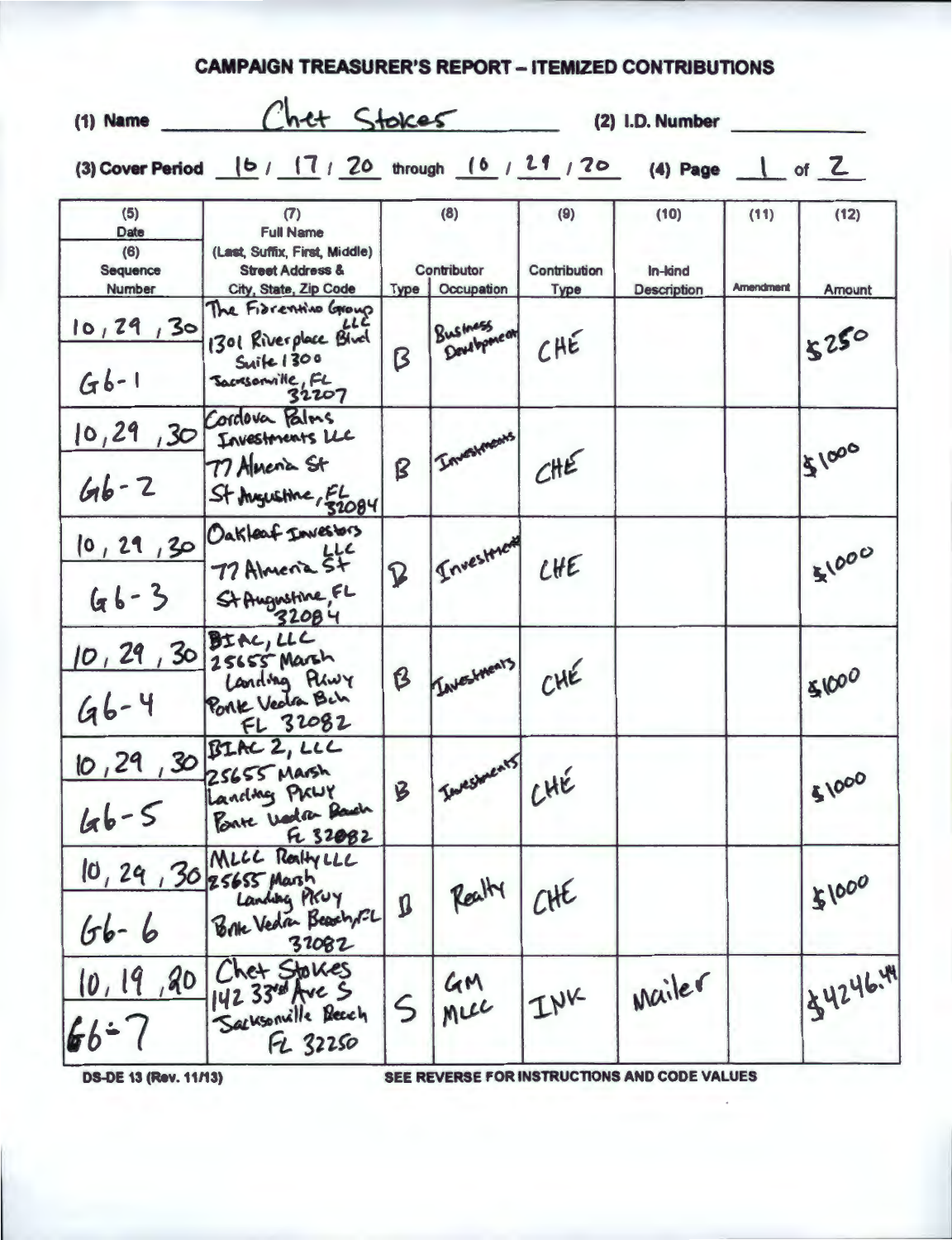# CAMPAIGN TREASURER'S REPORT – ITEMIZED CONTRIBUTIONS

(1) Name Chet Stokes (2) I.D. Number

(3) Cover Period 10 / 17 / 20 through 10 / 29 / 20 (4) Page 1 of 2

| (5) Date (6) Sequence Number | (7) Full Name (Last, Suffix, First, Middle) Street Address & City, State, Zip Code | (8) Contributor Type | Occupation | (9) Contribution Type | (10) In-kind Description | (11) Amendment | (12) Amount |
|---|---|---|---|---|---|---|---|
| 10, 29, 30 G6-1 | The Fiorentino Group LLC 1301 Riverplace Blvd Suite 1300 Jacksonville, FL 32207 | B | Business Development | CHE | | | $250 |
| 10, 29, 30 G6-2 | Cordova Palms Investments LLC 77 Almeria St St Augustine, FL 32084 | B | Investments | CHE | | | $1000 |
| 10, 29, 30 G6-3 | Oakleaf Investors LLC 77 Almeria St St Augustine, FL 32084 | B | Investments | CHE | | | $1000 |
| 10, 29, 30 G6-4 | BIAC, LLC 25655 Marsh Landing Pkwy Ponte Vedra Bch FL 32082 | B | Investments | CHE | | | $1000 |
| 10, 29, 30 G6-5 | BIAC 2, LLC 25655 Marsh Landing PKWY Ponte Vedra Beach FL 32082 | B | Investments | CHE | | | $1000 |
| 10, 29, 30 G6-6 | MLCC Realty LLC 25655 Marsh Landing PKWY Ponte Vedra Beach, FL 32082 | B | Realty | CHE | | | $1000 |
| 10, 19, 20 G6-7 | Chet Stokes 142 33rd Ave S Jacksonville Beach FL 32250 | S | GM MLCC | INK | Mailer | | $4246.44 |

DS-DE 13 (Rev. 11/13) SEE REVERSE FOR INSTRUCTIONS AND CODE VALUES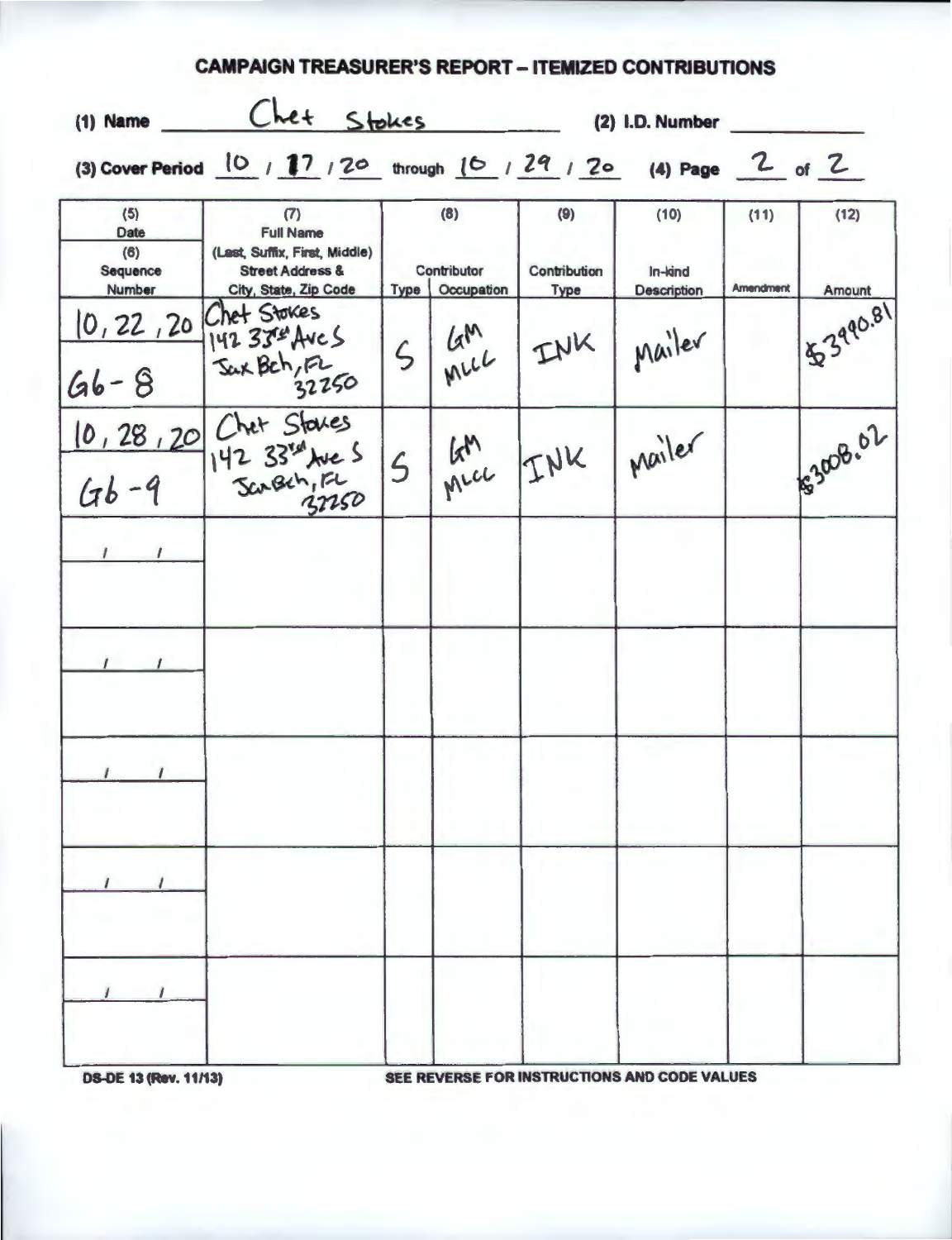# CAMPAIGN TREASURER'S REPORT – ITEMIZED CONTRIBUTIONS

**(1) Name** Chet Stokes **(2) I.D. Number** ____________

**(3) Cover Period** 10 / 17 / 20 through 10 / 29 / 20 **(4) Page** 2 of 2

| (5) Date / (6) Sequence Number | (7) Full Name (Last, Suffix, First, Middle) Street Address & City, State, Zip Code | (8) Contributor Type | Occupation | (9) Contribution Type | (10) In-kind Description | (11) Amendment | (12) Amount |
|---|---|---|---|---|---|---|---|
| 10, 22, 20 / G6-8 | Chet Stokes 142 33rd Ave S Jax Bch, FL 32250 | S | GM MLLC | INK | Mailer | | $3990.81 |
| 10, 28, 20 / G6-9 | Chet Stokes 142 33rd Ave S Jax Bch, FL 32250 | S | GM MLLC | INK | Mailer | | $3008.02 |
| / / | | | | | | | |
| / / | | | | | | | |
| / / | | | | | | | |
| / / | | | | | | | |
| / / | | | | | | | |

DS-DE 13 (Rev. 11/13) SEE REVERSE FOR INSTRUCTIONS AND CODE VALUES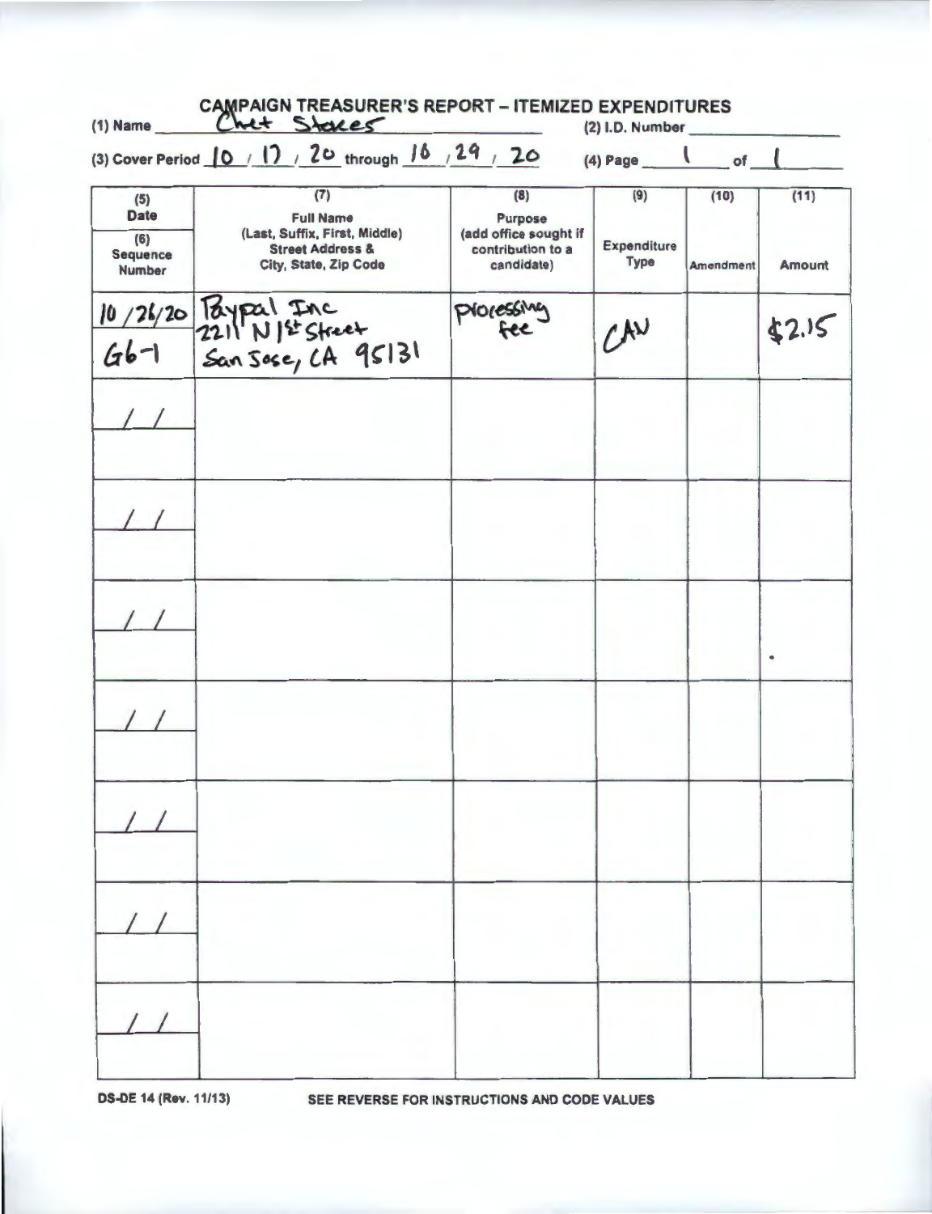# CAMPAIGN TREASURER'S REPORT – ITEMIZED EXPENDITURES

(1) Name Chet Stokes (2) I.D. Number

(3) Cover Period 10 / 17 / 20 through 10 / 29 / 20 (4) Page 1 of 1

| (5) Date / (6) Sequence Number | (7) Full Name (Last, Suffix, First, Middle) Street Address & City, State, Zip Code | (8) Purpose (add office sought if contribution to a candidate) | (9) Expenditure Type | (10) Amendment | (11) Amount |
|---|---|---|---|---|---|
| 10/26/20 G6-1 | Paypal Inc 2211 N 1st Street San Jose, CA 95131 | processing fee | CAN | | $2.15 |
| / / | | | | | |
| / / | | | | | |
| / / | | | | | |
| / / | | | | | |
| / / | | | | | |
| / / | | | | | |
| / / | | | | | |

DS-DE 14 (Rev. 11/13) SEE REVERSE FOR INSTRUCTIONS AND CODE VALUES